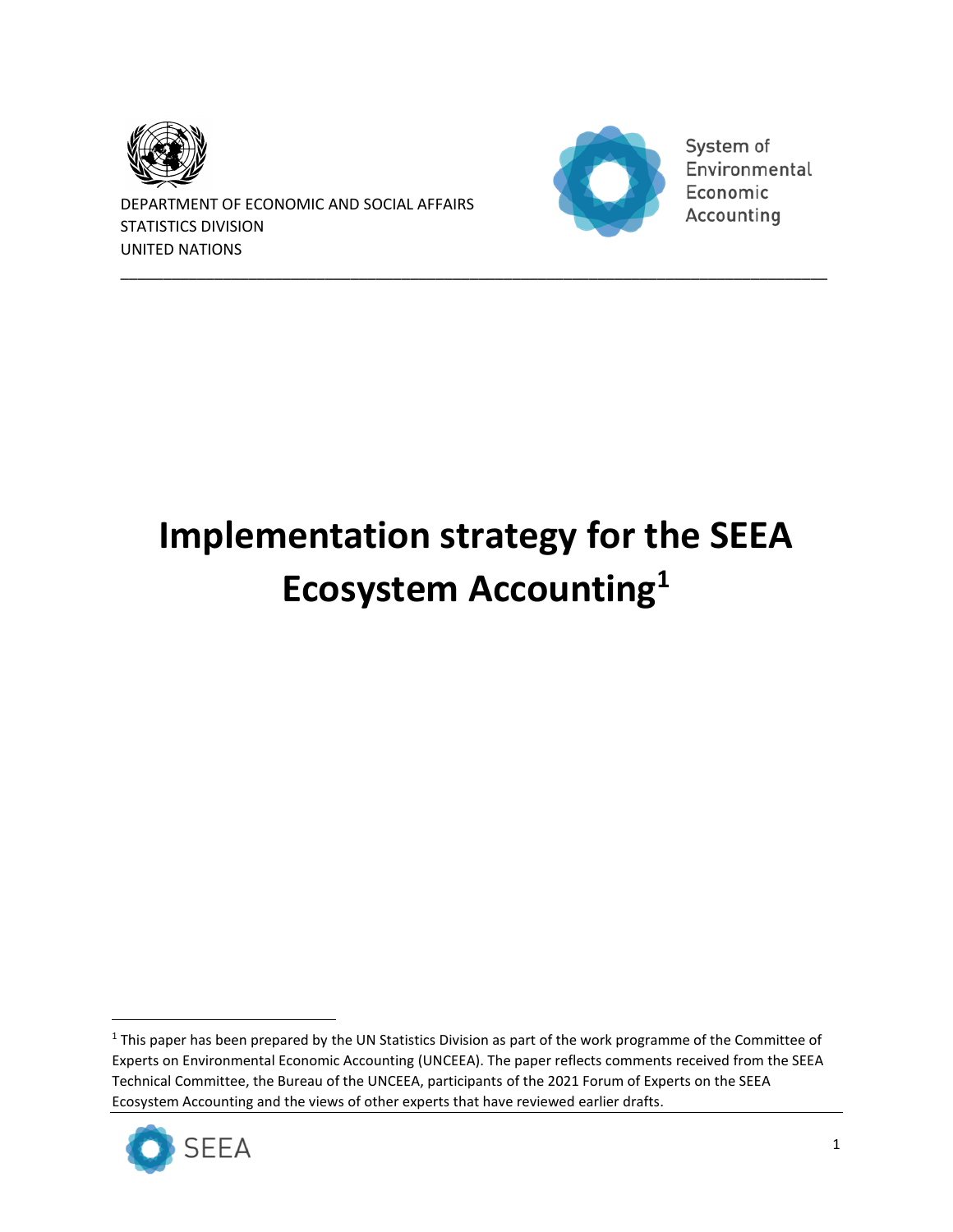DEPARTMENT OF ECONOMIC AND SOCIAL AFFAIRS
STATISTICS DIVISION
UNITED NATIONS

System of Environmental Economic Accounting

# Implementation strategy for the SEEA Ecosystem Accounting[1]

[1] This paper has been prepared by the UN Statistics Division as part of the work programme of the Committee of Experts on Environmental Economic Accounting (UNCEEA). The paper reflects comments received from the SEEA Technical Committee, the Bureau of the UNCEEA, participants of the 2021 Forum of Experts on the SEEA Ecosystem Accounting and the views of other experts that have reviewed earlier drafts.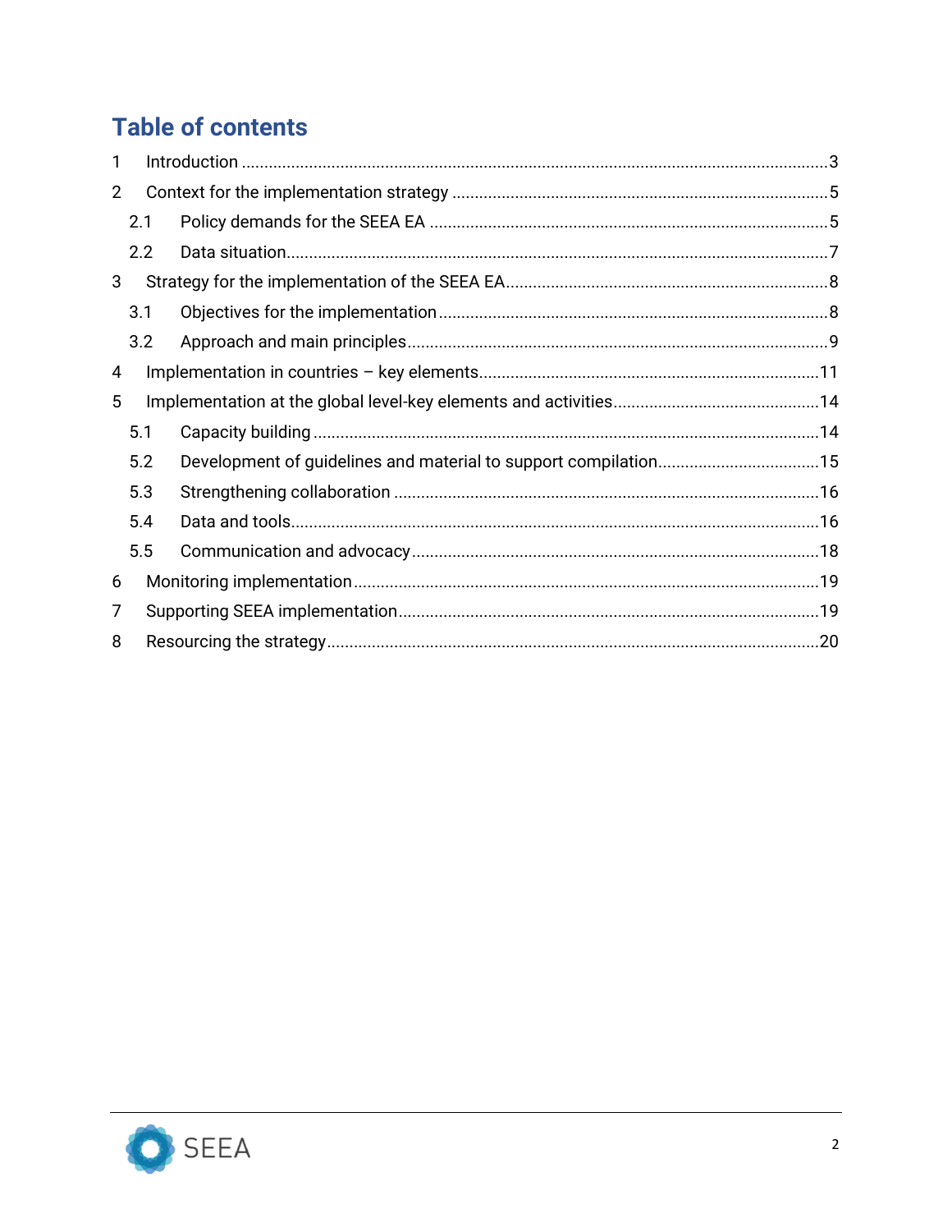# Table of contents

1 Introduction ....................................................................................................................................3

2 Context for the implementation strategy ....................................................................................5

  2.1 Policy demands for the SEEA EA ........................................................................................5

  2.2 Data situation........................................................................................................................7

3 Strategy for the implementation of the SEEA EA.......................................................................8

  3.1 Objectives for the implementation ......................................................................................8

  3.2 Approach and main principles.............................................................................................9

4 Implementation in countries – key elements...........................................................................11

5 Implementation at the global level-key elements and activities.............................................14

  5.1 Capacity building ................................................................................................................14

  5.2 Development of guidelines and material to support compilation....................................15

  5.3 Strengthening collaboration .............................................................................................16

  5.4 Data and tools.....................................................................................................................16

  5.5 Communication and advocacy ..........................................................................................18

6 Monitoring implementation.......................................................................................................19

7 Supporting SEEA implementation............................................................................................19

8 Resourcing the strategy............................................................................................................20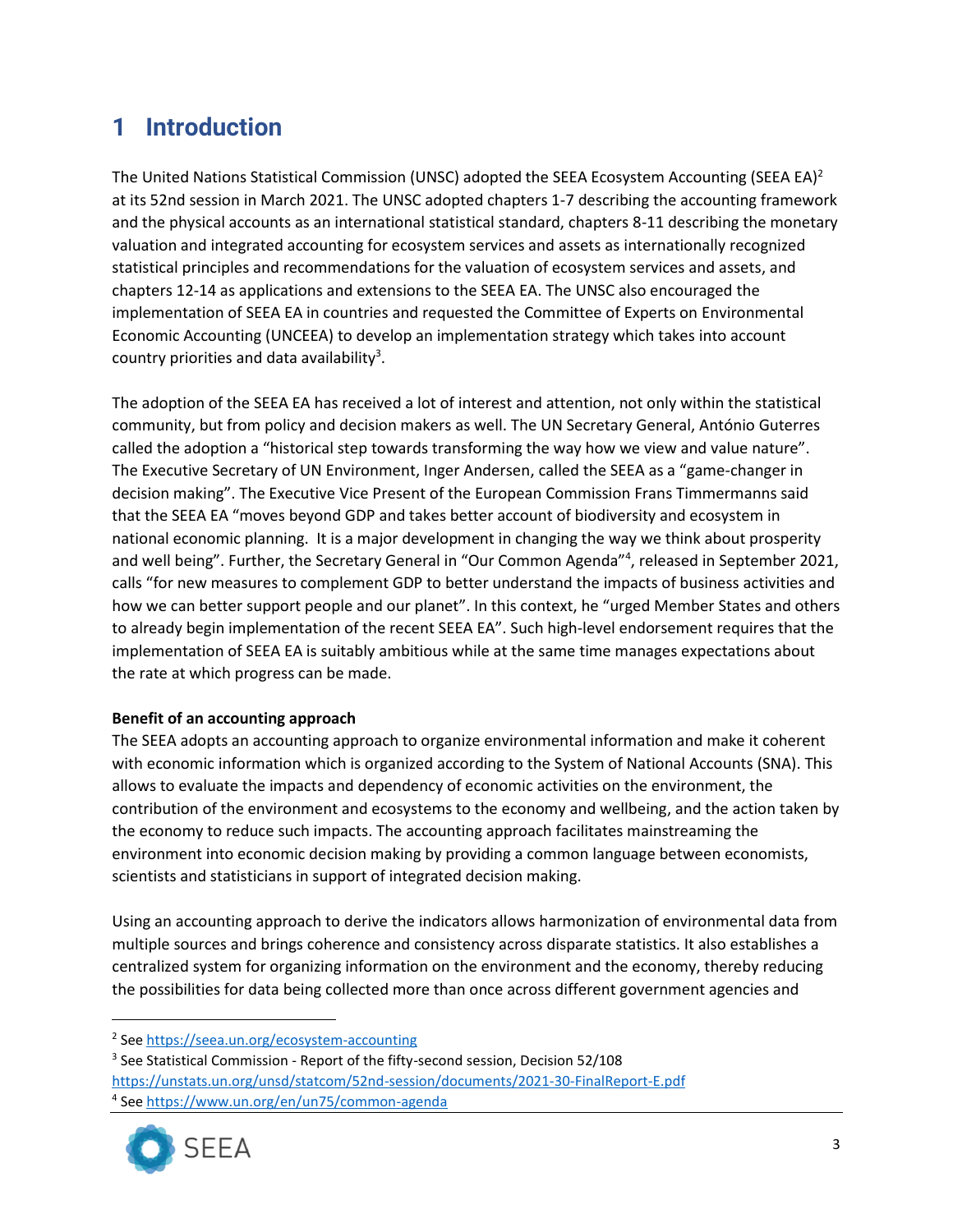# 1 Introduction

The United Nations Statistical Commission (UNSC) adopted the SEEA Ecosystem Accounting (SEEA EA)[2] at its 52nd session in March 2021. The UNSC adopted chapters 1-7 describing the accounting framework and the physical accounts as an international statistical standard, chapters 8-11 describing the monetary valuation and integrated accounting for ecosystem services and assets as internationally recognized statistical principles and recommendations for the valuation of ecosystem services and assets, and chapters 12-14 as applications and extensions to the SEEA EA. The UNSC also encouraged the implementation of SEEA EA in countries and requested the Committee of Experts on Environmental Economic Accounting (UNCEEA) to develop an implementation strategy which takes into account country priorities and data availability[3].

The adoption of the SEEA EA has received a lot of interest and attention, not only within the statistical community, but from policy and decision makers as well. The UN Secretary General, António Guterres called the adoption a "historical step towards transforming the way how we view and value nature". The Executive Secretary of UN Environment, Inger Andersen, called the SEEA as a "game-changer in decision making". The Executive Vice Present of the European Commission Frans Timmermanns said that the SEEA EA "moves beyond GDP and takes better account of biodiversity and ecosystem in national economic planning. It is a major development in changing the way we think about prosperity and well being". Further, the Secretary General in "Our Common Agenda"[4], released in September 2021, calls "for new measures to complement GDP to better understand the impacts of business activities and how we can better support people and our planet". In this context, he "urged Member States and others to already begin implementation of the recent SEEA EA". Such high-level endorsement requires that the implementation of SEEA EA is suitably ambitious while at the same time manages expectations about the rate at which progress can be made.

**Benefit of an accounting approach**

The SEEA adopts an accounting approach to organize environmental information and make it coherent with economic information which is organized according to the System of National Accounts (SNA). This allows to evaluate the impacts and dependency of economic activities on the environment, the contribution of the environment and ecosystems to the economy and wellbeing, and the action taken by the economy to reduce such impacts. The accounting approach facilitates mainstreaming the environment into economic decision making by providing a common language between economists, scientists and statisticians in support of integrated decision making.

Using an accounting approach to derive the indicators allows harmonization of environmental data from multiple sources and brings coherence and consistency across disparate statistics. It also establishes a centralized system for organizing information on the environment and the economy, thereby reducing the possibilities for data being collected more than once across different government agencies and

---

[2] See https://seea.un.org/ecosystem-accounting

[3] See Statistical Commission - Report of the fifty-second session, Decision 52/108 https://unstats.un.org/unsd/statcom/52nd-session/documents/2021-30-FinalReport-E.pdf

[4] See https://www.un.org/en/un75/common-agenda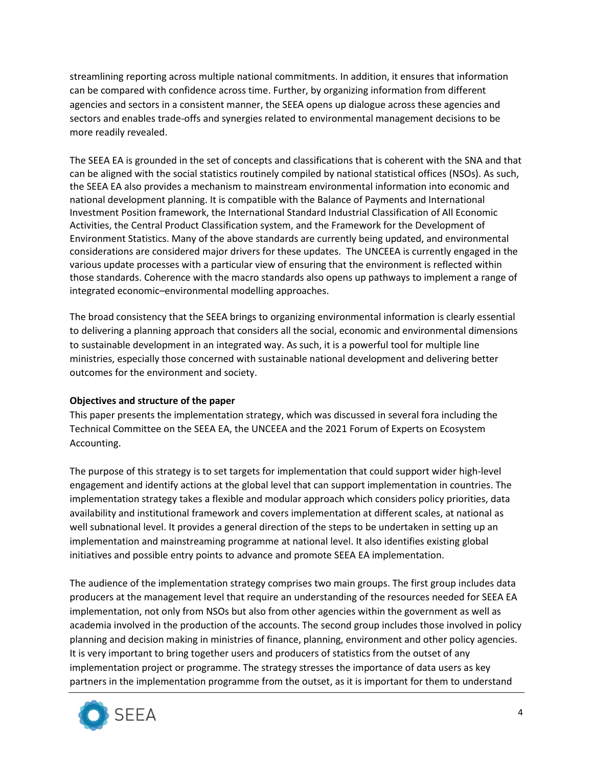streamlining reporting across multiple national commitments. In addition, it ensures that information can be compared with confidence across time. Further, by organizing information from different agencies and sectors in a consistent manner, the SEEA opens up dialogue across these agencies and sectors and enables trade-offs and synergies related to environmental management decisions to be more readily revealed.

The SEEA EA is grounded in the set of concepts and classifications that is coherent with the SNA and that can be aligned with the social statistics routinely compiled by national statistical offices (NSOs). As such, the SEEA EA also provides a mechanism to mainstream environmental information into economic and national development planning. It is compatible with the Balance of Payments and International Investment Position framework, the International Standard Industrial Classification of All Economic Activities, the Central Product Classification system, and the Framework for the Development of Environment Statistics. Many of the above standards are currently being updated, and environmental considerations are considered major drivers for these updates. The UNCEEA is currently engaged in the various update processes with a particular view of ensuring that the environment is reflected within those standards. Coherence with the macro standards also opens up pathways to implement a range of integrated economic–environmental modelling approaches.

The broad consistency that the SEEA brings to organizing environmental information is clearly essential to delivering a planning approach that considers all the social, economic and environmental dimensions to sustainable development in an integrated way. As such, it is a powerful tool for multiple line ministries, especially those concerned with sustainable national development and delivering better outcomes for the environment and society.

**Objectives and structure of the paper**

This paper presents the implementation strategy, which was discussed in several fora including the Technical Committee on the SEEA EA, the UNCEEA and the 2021 Forum of Experts on Ecosystem Accounting.

The purpose of this strategy is to set targets for implementation that could support wider high-level engagement and identify actions at the global level that can support implementation in countries. The implementation strategy takes a flexible and modular approach which considers policy priorities, data availability and institutional framework and covers implementation at different scales, at national as well subnational level. It provides a general direction of the steps to be undertaken in setting up an implementation and mainstreaming programme at national level. It also identifies existing global initiatives and possible entry points to advance and promote SEEA EA implementation.

The audience of the implementation strategy comprises two main groups. The first group includes data producers at the management level that require an understanding of the resources needed for SEEA EA implementation, not only from NSOs but also from other agencies within the government as well as academia involved in the production of the accounts. The second group includes those involved in policy planning and decision making in ministries of finance, planning, environment and other policy agencies. It is very important to bring together users and producers of statistics from the outset of any implementation project or programme. The strategy stresses the importance of data users as key partners in the implementation programme from the outset, as it is important for them to understand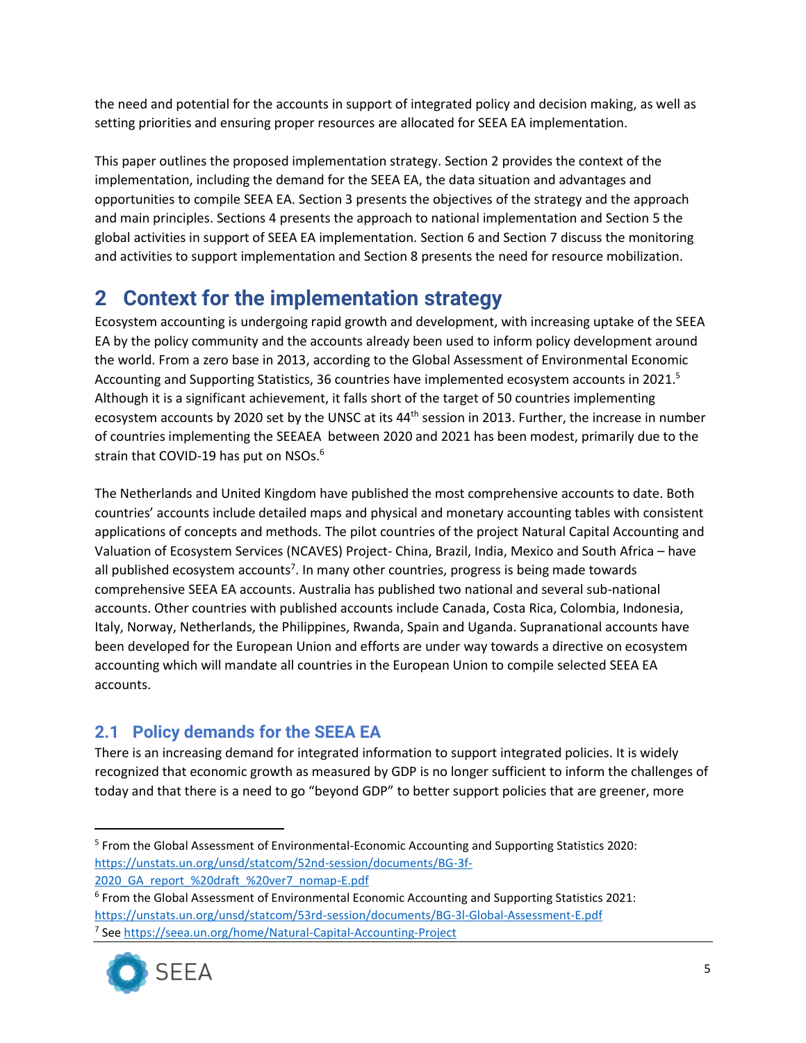the need and potential for the accounts in support of integrated policy and decision making, as well as setting priorities and ensuring proper resources are allocated for SEEA EA implementation.

This paper outlines the proposed implementation strategy. Section 2 provides the context of the implementation, including the demand for the SEEA EA, the data situation and advantages and opportunities to compile SEEA EA. Section 3 presents the objectives of the strategy and the approach and main principles. Sections 4 presents the approach to national implementation and Section 5 the global activities in support of SEEA EA implementation. Section 6 and Section 7 discuss the monitoring and activities to support implementation and Section 8 presents the need for resource mobilization.

# 2 Context for the implementation strategy

Ecosystem accounting is undergoing rapid growth and development, with increasing uptake of the SEEA EA by the policy community and the accounts already been used to inform policy development around the world. From a zero base in 2013, according to the Global Assessment of Environmental Economic Accounting and Supporting Statistics, 36 countries have implemented ecosystem accounts in 2021.[5] Although it is a significant achievement, it falls short of the target of 50 countries implementing ecosystem accounts by 2020 set by the UNSC at its 44th session in 2013. Further, the increase in number of countries implementing the SEEAEA between 2020 and 2021 has been modest, primarily due to the strain that COVID-19 has put on NSOs.[6]

The Netherlands and United Kingdom have published the most comprehensive accounts to date. Both countries' accounts include detailed maps and physical and monetary accounting tables with consistent applications of concepts and methods. The pilot countries of the project Natural Capital Accounting and Valuation of Ecosystem Services (NCAVES) Project- China, Brazil, India, Mexico and South Africa – have all published ecosystem accounts[7]. In many other countries, progress is being made towards comprehensive SEEA EA accounts. Australia has published two national and several sub-national accounts. Other countries with published accounts include Canada, Costa Rica, Colombia, Indonesia, Italy, Norway, Netherlands, the Philippines, Rwanda, Spain and Uganda. Supranational accounts have been developed for the European Union and efforts are under way towards a directive on ecosystem accounting which will mandate all countries in the European Union to compile selected SEEA EA accounts.

## 2.1 Policy demands for the SEEA EA

There is an increasing demand for integrated information to support integrated policies. It is widely recognized that economic growth as measured by GDP is no longer sufficient to inform the challenges of today and that there is a need to go "beyond GDP" to better support policies that are greener, more

---

[5] From the Global Assessment of Environmental-Economic Accounting and Supporting Statistics 2020: https://unstats.un.org/unsd/statcom/52nd-session/documents/BG-3f-2020_GA_report_%20draft_%20ver7_nomap-E.pdf

[6] From the Global Assessment of Environmental Economic Accounting and Supporting Statistics 2021: https://unstats.un.org/unsd/statcom/53rd-session/documents/BG-3l-Global-Assessment-E.pdf

[7] See https://seea.un.org/home/Natural-Capital-Accounting-Project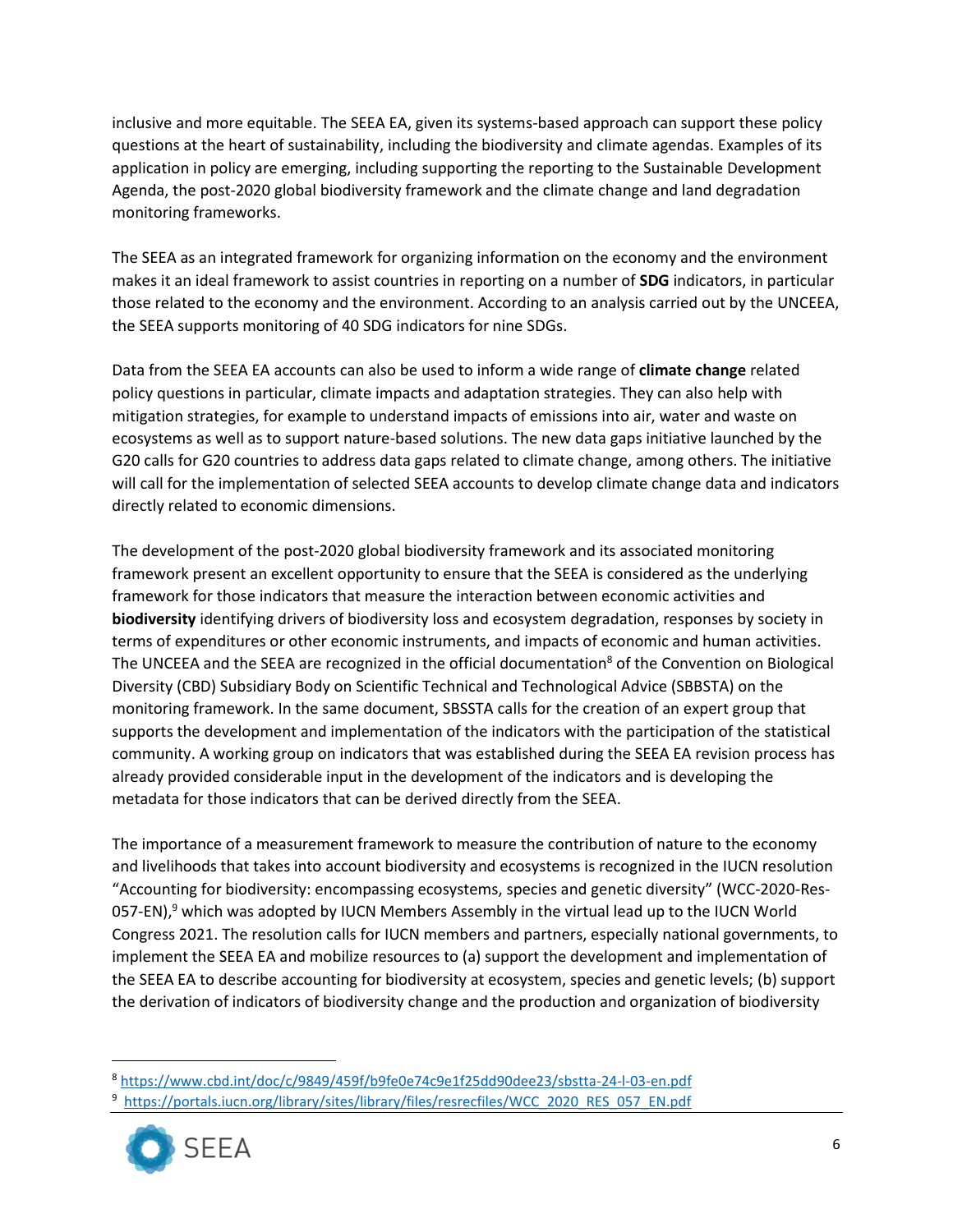inclusive and more equitable. The SEEA EA, given its systems-based approach can support these policy questions at the heart of sustainability, including the biodiversity and climate agendas. Examples of its application in policy are emerging, including supporting the reporting to the Sustainable Development Agenda, the post-2020 global biodiversity framework and the climate change and land degradation monitoring frameworks.

The SEEA as an integrated framework for organizing information on the economy and the environment makes it an ideal framework to assist countries in reporting on a number of **SDG** indicators, in particular those related to the economy and the environment. According to an analysis carried out by the UNCEEA, the SEEA supports monitoring of 40 SDG indicators for nine SDGs.

Data from the SEEA EA accounts can also be used to inform a wide range of **climate change** related policy questions in particular, climate impacts and adaptation strategies. They can also help with mitigation strategies, for example to understand impacts of emissions into air, water and waste on ecosystems as well as to support nature-based solutions. The new data gaps initiative launched by the G20 calls for G20 countries to address data gaps related to climate change, among others. The initiative will call for the implementation of selected SEEA accounts to develop climate change data and indicators directly related to economic dimensions.

The development of the post-2020 global biodiversity framework and its associated monitoring framework present an excellent opportunity to ensure that the SEEA is considered as the underlying framework for those indicators that measure the interaction between economic activities and **biodiversity** identifying drivers of biodiversity loss and ecosystem degradation, responses by society in terms of expenditures or other economic instruments, and impacts of economic and human activities. The UNCEEA and the SEEA are recognized in the official documentation[8] of the Convention on Biological Diversity (CBD) Subsidiary Body on Scientific Technical and Technological Advice (SBBSTA) on the monitoring framework. In the same document, SBSSTA calls for the creation of an expert group that supports the development and implementation of the indicators with the participation of the statistical community. A working group on indicators that was established during the SEEA EA revision process has already provided considerable input in the development of the indicators and is developing the metadata for those indicators that can be derived directly from the SEEA.

The importance of a measurement framework to measure the contribution of nature to the economy and livelihoods that takes into account biodiversity and ecosystems is recognized in the IUCN resolution "Accounting for biodiversity: encompassing ecosystems, species and genetic diversity" (WCC-2020-Res-057-EN),[9] which was adopted by IUCN Members Assembly in the virtual lead up to the IUCN World Congress 2021. The resolution calls for IUCN members and partners, especially national governments, to implement the SEEA EA and mobilize resources to (a) support the development and implementation of the SEEA EA to describe accounting for biodiversity at ecosystem, species and genetic levels; (b) support the derivation of indicators of biodiversity change and the production and organization of biodiversity

[8] https://www.cbd.int/doc/c/9849/459f/b9fe0e74c9e1f25dd90dee23/sbstta-24-l-03-en.pdf

[9] https://portals.iucn.org/library/sites/library/files/resrecfiles/WCC_2020_RES_057_EN.pdf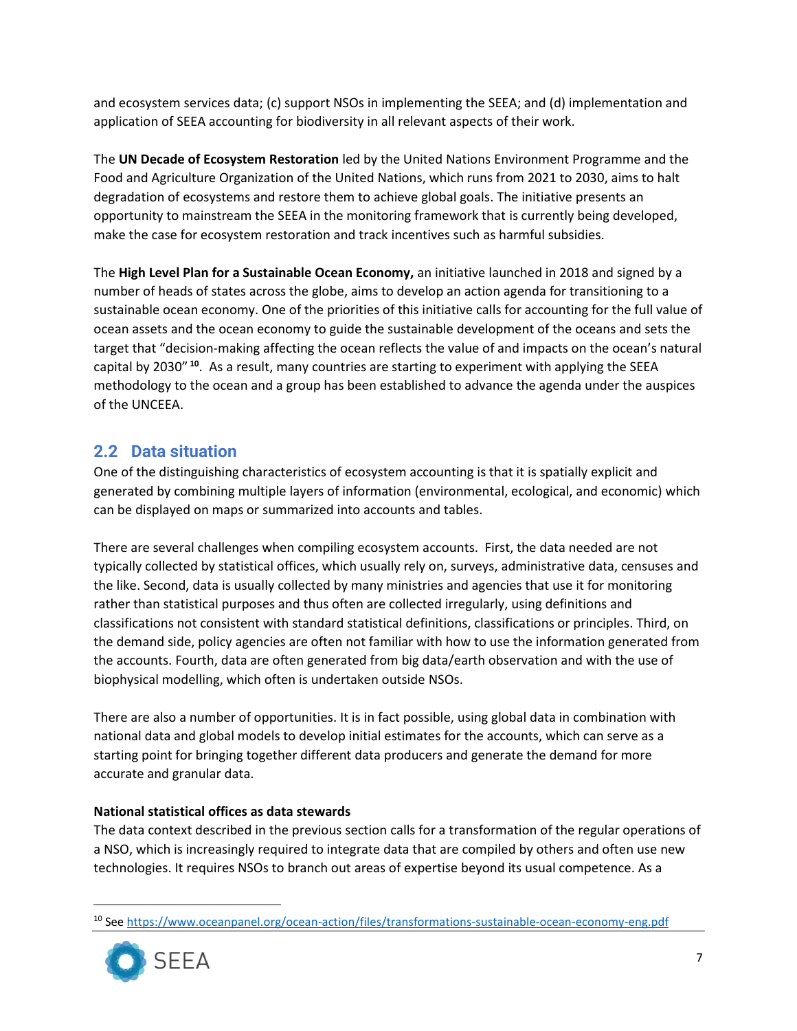and ecosystem services data; (c) support NSOs in implementing the SEEA; and (d) implementation and application of SEEA accounting for biodiversity in all relevant aspects of their work.

The **UN Decade of Ecosystem Restoration** led by the United Nations Environment Programme and the Food and Agriculture Organization of the United Nations, which runs from 2021 to 2030, aims to halt degradation of ecosystems and restore them to achieve global goals. The initiative presents an opportunity to mainstream the SEEA in the monitoring framework that is currently being developed, make the case for ecosystem restoration and track incentives such as harmful subsidies.

The **High Level Plan for a Sustainable Ocean Economy,** an initiative launched in 2018 and signed by a number of heads of states across the globe, aims to develop an action agenda for transitioning to a sustainable ocean economy. One of the priorities of this initiative calls for accounting for the full value of ocean assets and the ocean economy to guide the sustainable development of the oceans and sets the target that "decision-making affecting the ocean reflects the value of and impacts on the ocean's natural capital by 2030" [10]. As a result, many countries are starting to experiment with applying the SEEA methodology to the ocean and a group has been established to advance the agenda under the auspices of the UNCEEA.

## 2.2 Data situation

One of the distinguishing characteristics of ecosystem accounting is that it is spatially explicit and generated by combining multiple layers of information (environmental, ecological, and economic) which can be displayed on maps or summarized into accounts and tables.

There are several challenges when compiling ecosystem accounts. First, the data needed are not typically collected by statistical offices, which usually rely on, surveys, administrative data, censuses and the like. Second, data is usually collected by many ministries and agencies that use it for monitoring rather than statistical purposes and thus often are collected irregularly, using definitions and classifications not consistent with standard statistical definitions, classifications or principles. Third, on the demand side, policy agencies are often not familiar with how to use the information generated from the accounts. Fourth, data are often generated from big data/earth observation and with the use of biophysical modelling, which often is undertaken outside NSOs.

There are also a number of opportunities. It is in fact possible, using global data in combination with national data and global models to develop initial estimates for the accounts, which can serve as a starting point for bringing together different data producers and generate the demand for more accurate and granular data.

**National statistical offices as data stewards**

The data context described in the previous section calls for a transformation of the regular operations of a NSO, which is increasingly required to integrate data that are compiled by others and often use new technologies. It requires NSOs to branch out areas of expertise beyond its usual competence. As a

---

[10] See https://www.oceanpanel.org/ocean-action/files/transformations-sustainable-ocean-economy-eng.pdf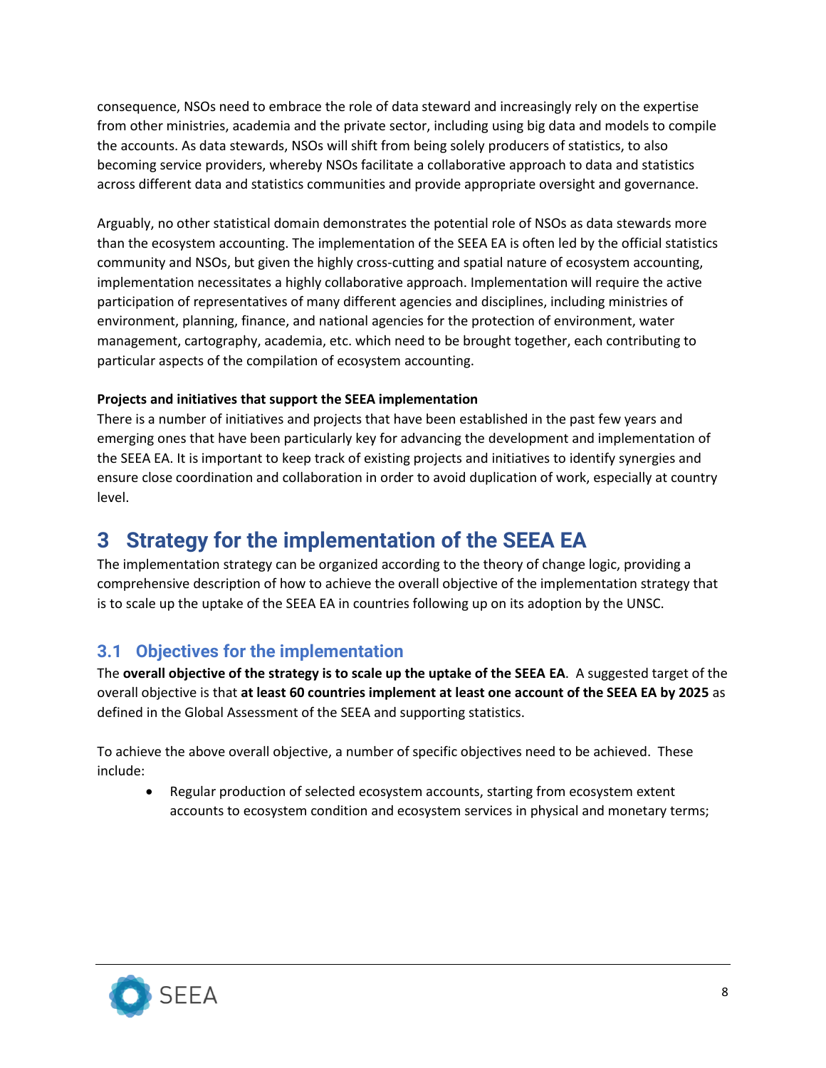consequence, NSOs need to embrace the role of data steward and increasingly rely on the expertise from other ministries, academia and the private sector, including using big data and models to compile the accounts. As data stewards, NSOs will shift from being solely producers of statistics, to also becoming service providers, whereby NSOs facilitate a collaborative approach to data and statistics across different data and statistics communities and provide appropriate oversight and governance.

Arguably, no other statistical domain demonstrates the potential role of NSOs as data stewards more than the ecosystem accounting. The implementation of the SEEA EA is often led by the official statistics community and NSOs, but given the highly cross-cutting and spatial nature of ecosystem accounting, implementation necessitates a highly collaborative approach. Implementation will require the active participation of representatives of many different agencies and disciplines, including ministries of environment, planning, finance, and national agencies for the protection of environment, water management, cartography, academia, etc. which need to be brought together, each contributing to particular aspects of the compilation of ecosystem accounting.

**Projects and initiatives that support the SEEA implementation**

There is a number of initiatives and projects that have been established in the past few years and emerging ones that have been particularly key for advancing the development and implementation of the SEEA EA. It is important to keep track of existing projects and initiatives to identify synergies and ensure close coordination and collaboration in order to avoid duplication of work, especially at country level.

# 3 Strategy for the implementation of the SEEA EA

The implementation strategy can be organized according to the theory of change logic, providing a comprehensive description of how to achieve the overall objective of the implementation strategy that is to scale up the uptake of the SEEA EA in countries following up on its adoption by the UNSC.

## 3.1 Objectives for the implementation

The **overall objective of the strategy is to scale up the uptake of the SEEA EA**. A suggested target of the overall objective is that **at least 60 countries implement at least one account of the SEEA EA by 2025** as defined in the Global Assessment of the SEEA and supporting statistics.

To achieve the above overall objective, a number of specific objectives need to be achieved. These include:

- Regular production of selected ecosystem accounts, starting from ecosystem extent accounts to ecosystem condition and ecosystem services in physical and monetary terms;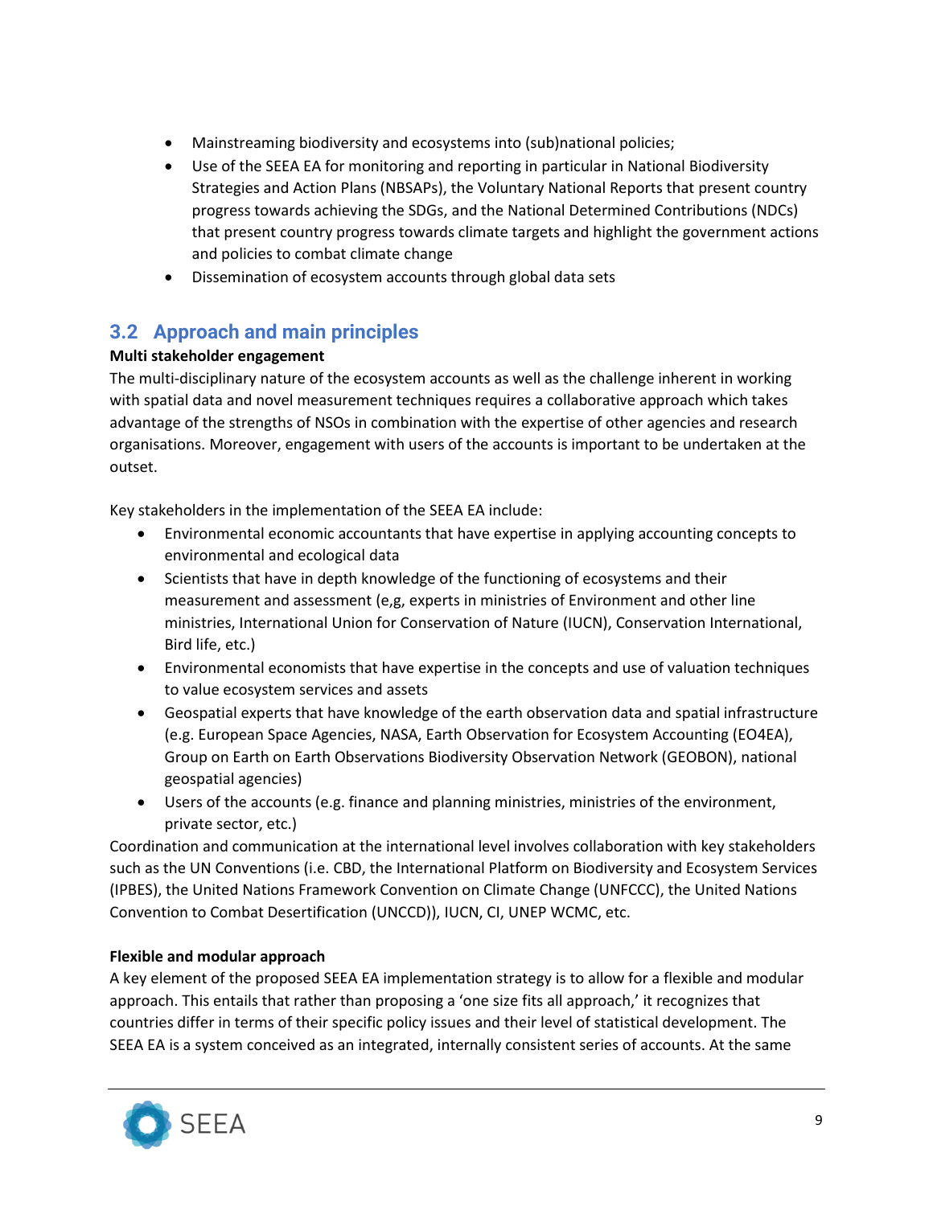- Mainstreaming biodiversity and ecosystems into (sub)national policies;
- Use of the SEEA EA for monitoring and reporting in particular in National Biodiversity Strategies and Action Plans (NBSAPs), the Voluntary National Reports that present country progress towards achieving the SDGs, and the National Determined Contributions (NDCs) that present country progress towards climate targets and highlight the government actions and policies to combat climate change
- Dissemination of ecosystem accounts through global data sets

## 3.2 Approach and main principles

**Multi stakeholder engagement**

The multi-disciplinary nature of the ecosystem accounts as well as the challenge inherent in working with spatial data and novel measurement techniques requires a collaborative approach which takes advantage of the strengths of NSOs in combination with the expertise of other agencies and research organisations. Moreover, engagement with users of the accounts is important to be undertaken at the outset.

Key stakeholders in the implementation of the SEEA EA include:

- Environmental economic accountants that have expertise in applying accounting concepts to environmental and ecological data
- Scientists that have in depth knowledge of the functioning of ecosystems and their measurement and assessment (e,g, experts in ministries of Environment and other line ministries, International Union for Conservation of Nature (IUCN), Conservation International, Bird life, etc.)
- Environmental economists that have expertise in the concepts and use of valuation techniques to value ecosystem services and assets
- Geospatial experts that have knowledge of the earth observation data and spatial infrastructure (e.g. European Space Agencies, NASA, Earth Observation for Ecosystem Accounting (EO4EA), Group on Earth on Earth Observations Biodiversity Observation Network (GEOBON), national geospatial agencies)
- Users of the accounts (e.g. finance and planning ministries, ministries of the environment, private sector, etc.)

Coordination and communication at the international level involves collaboration with key stakeholders such as the UN Conventions (i.e. CBD, the International Platform on Biodiversity and Ecosystem Services (IPBES), the United Nations Framework Convention on Climate Change (UNFCCC), the United Nations Convention to Combat Desertification (UNCCD)), IUCN, CI, UNEP WCMC, etc.

**Flexible and modular approach**

A key element of the proposed SEEA EA implementation strategy is to allow for a flexible and modular approach. This entails that rather than proposing a 'one size fits all approach,' it recognizes that countries differ in terms of their specific policy issues and their level of statistical development. The SEEA EA is a system conceived as an integrated, internally consistent series of accounts. At the same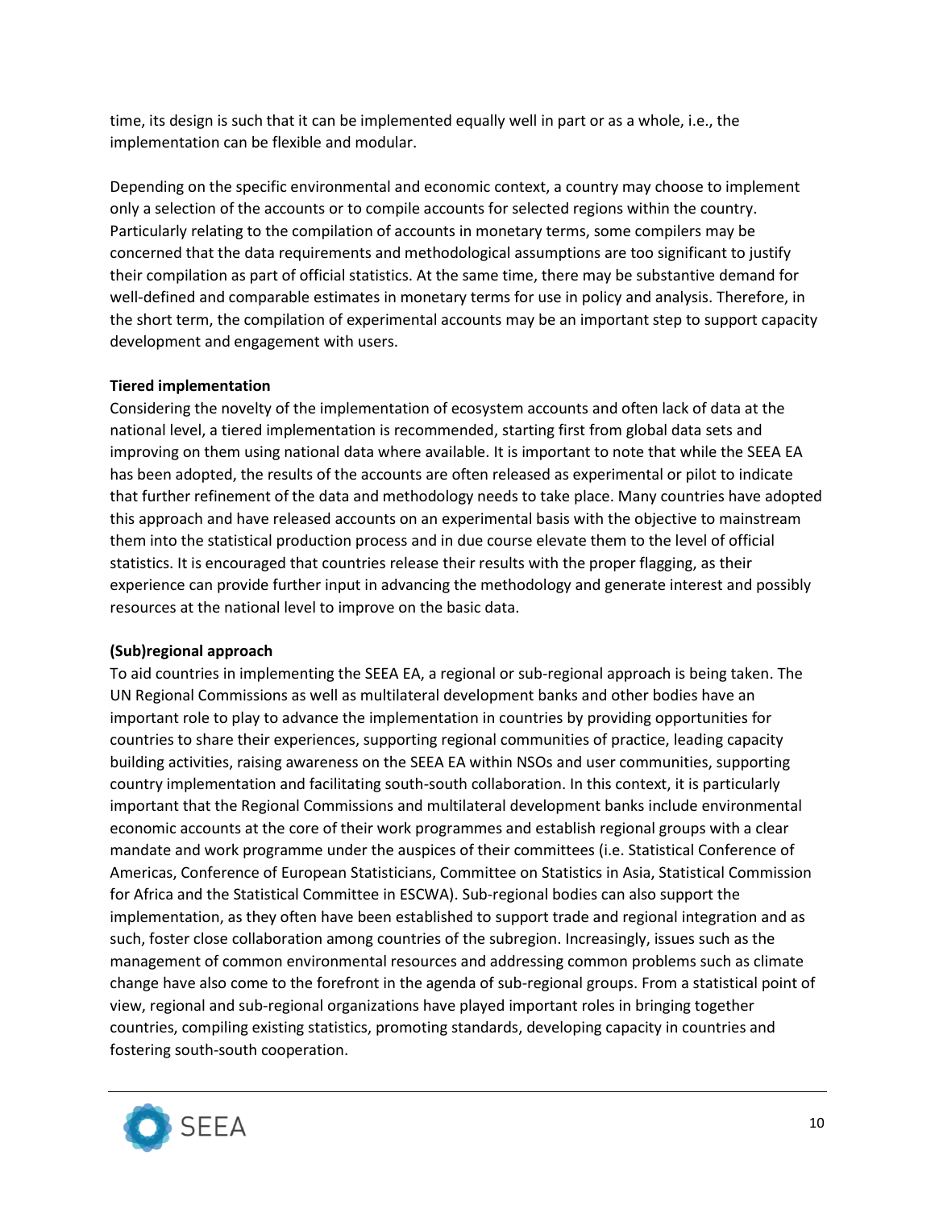time, its design is such that it can be implemented equally well in part or as a whole, i.e., the implementation can be flexible and modular.

Depending on the specific environmental and economic context, a country may choose to implement only a selection of the accounts or to compile accounts for selected regions within the country. Particularly relating to the compilation of accounts in monetary terms, some compilers may be concerned that the data requirements and methodological assumptions are too significant to justify their compilation as part of official statistics. At the same time, there may be substantive demand for well-defined and comparable estimates in monetary terms for use in policy and analysis. Therefore, in the short term, the compilation of experimental accounts may be an important step to support capacity development and engagement with users.

**Tiered implementation**

Considering the novelty of the implementation of ecosystem accounts and often lack of data at the national level, a tiered implementation is recommended, starting first from global data sets and improving on them using national data where available. It is important to note that while the SEEA EA has been adopted, the results of the accounts are often released as experimental or pilot to indicate that further refinement of the data and methodology needs to take place. Many countries have adopted this approach and have released accounts on an experimental basis with the objective to mainstream them into the statistical production process and in due course elevate them to the level of official statistics. It is encouraged that countries release their results with the proper flagging, as their experience can provide further input in advancing the methodology and generate interest and possibly resources at the national level to improve on the basic data.

**(Sub)regional approach**

To aid countries in implementing the SEEA EA, a regional or sub-regional approach is being taken. The UN Regional Commissions as well as multilateral development banks and other bodies have an important role to play to advance the implementation in countries by providing opportunities for countries to share their experiences, supporting regional communities of practice, leading capacity building activities, raising awareness on the SEEA EA within NSOs and user communities, supporting country implementation and facilitating south-south collaboration. In this context, it is particularly important that the Regional Commissions and multilateral development banks include environmental economic accounts at the core of their work programmes and establish regional groups with a clear mandate and work programme under the auspices of their committees (i.e. Statistical Conference of Americas, Conference of European Statisticians, Committee on Statistics in Asia, Statistical Commission for Africa and the Statistical Committee in ESCWA). Sub-regional bodies can also support the implementation, as they often have been established to support trade and regional integration and as such, foster close collaboration among countries of the subregion. Increasingly, issues such as the management of common environmental resources and addressing common problems such as climate change have also come to the forefront in the agenda of sub-regional groups. From a statistical point of view, regional and sub-regional organizations have played important roles in bringing together countries, compiling existing statistics, promoting standards, developing capacity in countries and fostering south-south cooperation.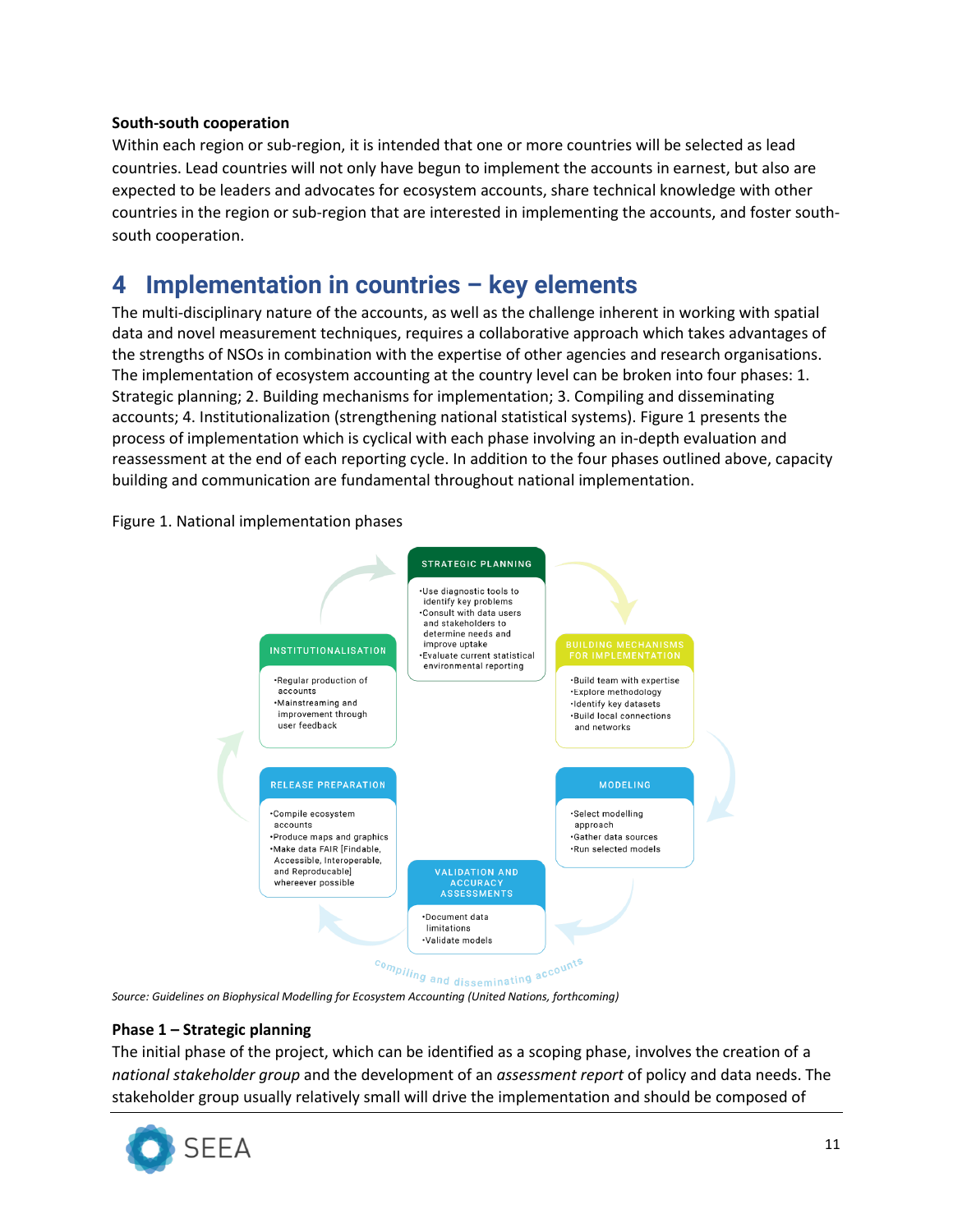**South-south cooperation**

Within each region or sub-region, it is intended that one or more countries will be selected as lead countries. Lead countries will not only have begun to implement the accounts in earnest, but also are expected to be leaders and advocates for ecosystem accounts, share technical knowledge with other countries in the region or sub-region that are interested in implementing the accounts, and foster south-south cooperation.

# 4 Implementation in countries – key elements

The multi-disciplinary nature of the accounts, as well as the challenge inherent in working with spatial data and novel measurement techniques, requires a collaborative approach which takes advantages of the strengths of NSOs in combination with the expertise of other agencies and research organisations. The implementation of ecosystem accounting at the country level can be broken into four phases: 1. Strategic planning; 2. Building mechanisms for implementation; 3. Compiling and disseminating accounts; 4. Institutionalization (strengthening national statistical systems). Figure 1 presents the process of implementation which is cyclical with each phase involving an in-depth evaluation and reassessment at the end of each reporting cycle. In addition to the four phases outlined above, capacity building and communication are fundamental throughout national implementation.

Figure 1. National implementation phases

**STRATEGIC PLANNING**
- Use diagnostic tools to identify key problems
- Consult with data users and stakeholders to determine needs and improve uptake
- Evaluate current statistical environmental reporting

**BUILDING MECHANISMS FOR IMPLEMENTATION**
- Build team with expertise
- Explore methodology
- Identify key datasets
- Build local connections and networks

**MODELING**
- Select modelling approach
- Gather data sources
- Run selected models

**VALIDATION AND ACCURACY ASSESSMENTS**
- Document data limitations
- Validate models

**RELEASE PREPARATION**
- Compile ecosystem accounts
- Produce maps and graphics
- Make data FAIR [Findable, Accessible, Interoperable, and Reproducible] whereever possible

**INSTITUTIONALISATION**
- Regular production of accounts
- Mainstreaming and improvement through user feedback

compiling and disseminating accounts

*Source: Guidelines on Biophysical Modelling for Ecosystem Accounting (United Nations, forthcoming)*

**Phase 1 – Strategic planning**

The initial phase of the project, which can be identified as a scoping phase, involves the creation of a *national stakeholder group* and the development of an *assessment report* of policy and data needs. The stakeholder group usually relatively small will drive the implementation and should be composed of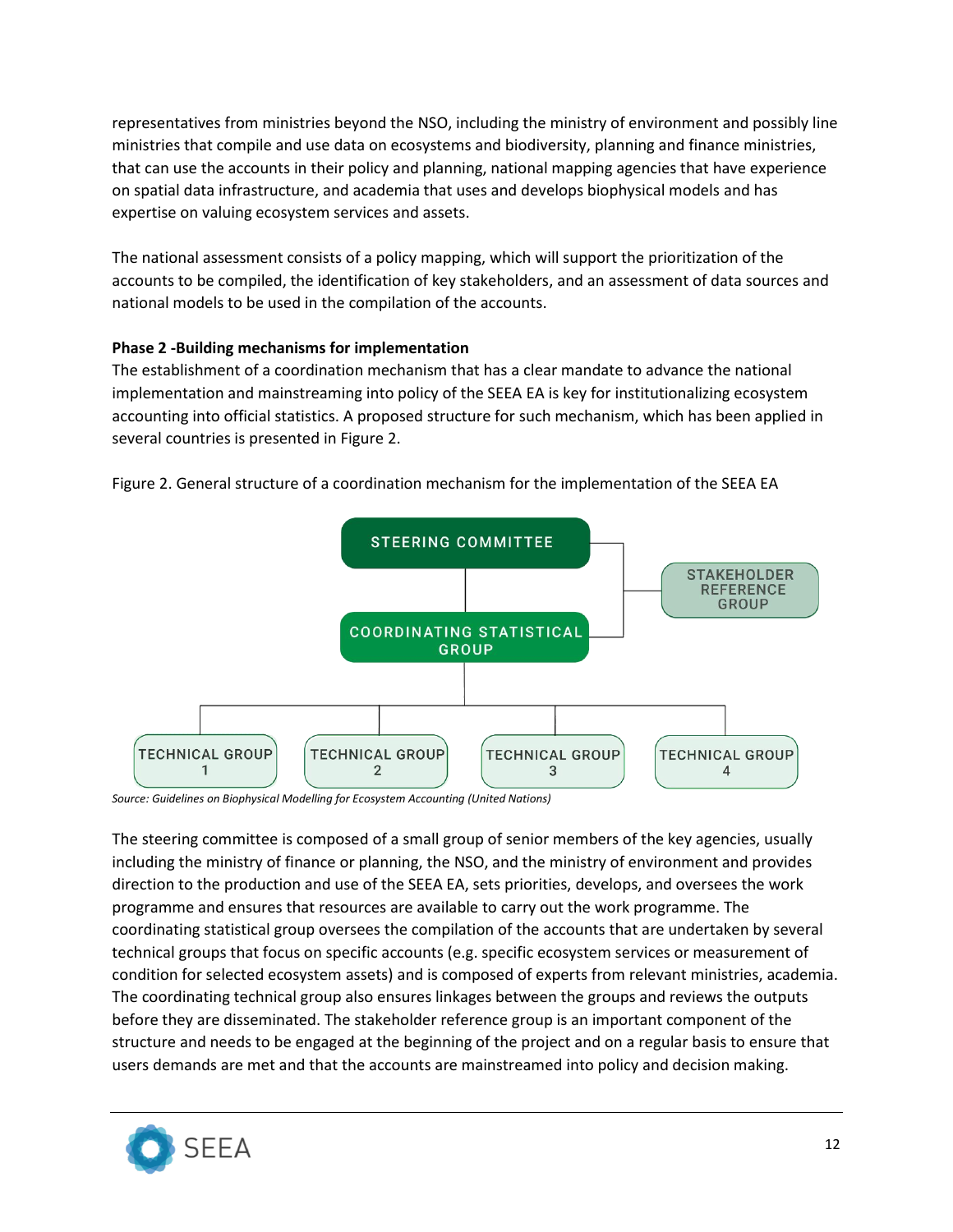representatives from ministries beyond the NSO, including the ministry of environment and possibly line ministries that compile and use data on ecosystems and biodiversity, planning and finance ministries, that can use the accounts in their policy and planning, national mapping agencies that have experience on spatial data infrastructure, and academia that uses and develops biophysical models and has expertise on valuing ecosystem services and assets.

The national assessment consists of a policy mapping, which will support the prioritization of the accounts to be compiled, the identification of key stakeholders, and an assessment of data sources and national models to be used in the compilation of the accounts.

**Phase 2 -Building mechanisms for implementation**

The establishment of a coordination mechanism that has a clear mandate to advance the national implementation and mainstreaming into policy of the SEEA EA is key for institutionalizing ecosystem accounting into official statistics. A proposed structure for such mechanism, which has been applied in several countries is presented in Figure 2.

Figure 2. General structure of a coordination mechanism for the implementation of the SEEA EA

STEERING COMMITTEE

STAKEHOLDER REFERENCE GROUP

COORDINATING STATISTICAL GROUP

TECHNICAL GROUP 1 | TECHNICAL GROUP 2 | TECHNICAL GROUP 3 | TECHNICAL GROUP 4

*Source: Guidelines on Biophysical Modelling for Ecosystem Accounting (United Nations)*

The steering committee is composed of a small group of senior members of the key agencies, usually including the ministry of finance or planning, the NSO, and the ministry of environment and provides direction to the production and use of the SEEA EA, sets priorities, develops, and oversees the work programme and ensures that resources are available to carry out the work programme. The coordinating statistical group oversees the compilation of the accounts that are undertaken by several technical groups that focus on specific accounts (e.g. specific ecosystem services or measurement of condition for selected ecosystem assets) and is composed of experts from relevant ministries, academia. The coordinating technical group also ensures linkages between the groups and reviews the outputs before they are disseminated. The stakeholder reference group is an important component of the structure and needs to be engaged at the beginning of the project and on a regular basis to ensure that users demands are met and that the accounts are mainstreamed into policy and decision making.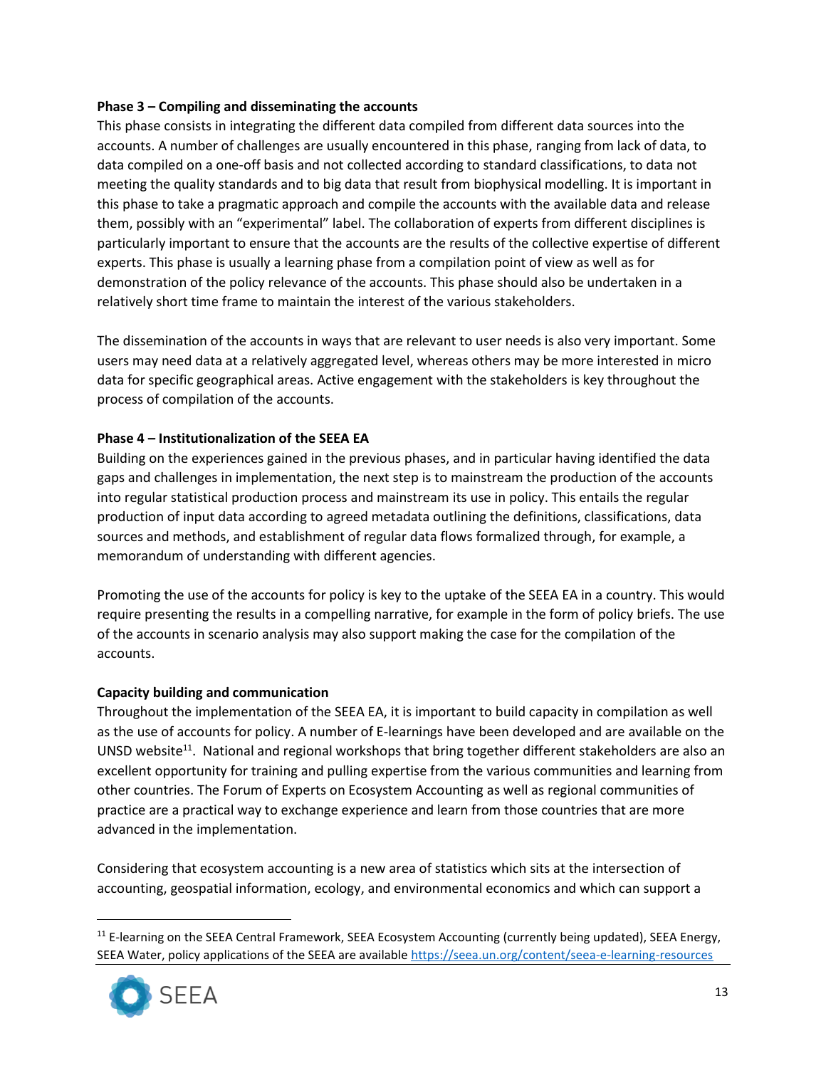**Phase 3 – Compiling and disseminating the accounts**

This phase consists in integrating the different data compiled from different data sources into the accounts. A number of challenges are usually encountered in this phase, ranging from lack of data, to data compiled on a one-off basis and not collected according to standard classifications, to data not meeting the quality standards and to big data that result from biophysical modelling. It is important in this phase to take a pragmatic approach and compile the accounts with the available data and release them, possibly with an "experimental" label. The collaboration of experts from different disciplines is particularly important to ensure that the accounts are the results of the collective expertise of different experts. This phase is usually a learning phase from a compilation point of view as well as for demonstration of the policy relevance of the accounts. This phase should also be undertaken in a relatively short time frame to maintain the interest of the various stakeholders.

The dissemination of the accounts in ways that are relevant to user needs is also very important. Some users may need data at a relatively aggregated level, whereas others may be more interested in micro data for specific geographical areas. Active engagement with the stakeholders is key throughout the process of compilation of the accounts.

**Phase 4 – Institutionalization of the SEEA EA**

Building on the experiences gained in the previous phases, and in particular having identified the data gaps and challenges in implementation, the next step is to mainstream the production of the accounts into regular statistical production process and mainstream its use in policy. This entails the regular production of input data according to agreed metadata outlining the definitions, classifications, data sources and methods, and establishment of regular data flows formalized through, for example, a memorandum of understanding with different agencies.

Promoting the use of the accounts for policy is key to the uptake of the SEEA EA in a country. This would require presenting the results in a compelling narrative, for example in the form of policy briefs. The use of the accounts in scenario analysis may also support making the case for the compilation of the accounts.

**Capacity building and communication**

Throughout the implementation of the SEEA EA, it is important to build capacity in compilation as well as the use of accounts for policy. A number of E-learnings have been developed and are available on the UNSD website[11]. National and regional workshops that bring together different stakeholders are also an excellent opportunity for training and pulling expertise from the various communities and learning from other countries. The Forum of Experts on Ecosystem Accounting as well as regional communities of practice are a practical way to exchange experience and learn from those countries that are more advanced in the implementation.

Considering that ecosystem accounting is a new area of statistics which sits at the intersection of accounting, geospatial information, ecology, and environmental economics and which can support a

[11] E-learning on the SEEA Central Framework, SEEA Ecosystem Accounting (currently being updated), SEEA Energy, SEEA Water, policy applications of the SEEA are available https://seea.un.org/content/seea-e-learning-resources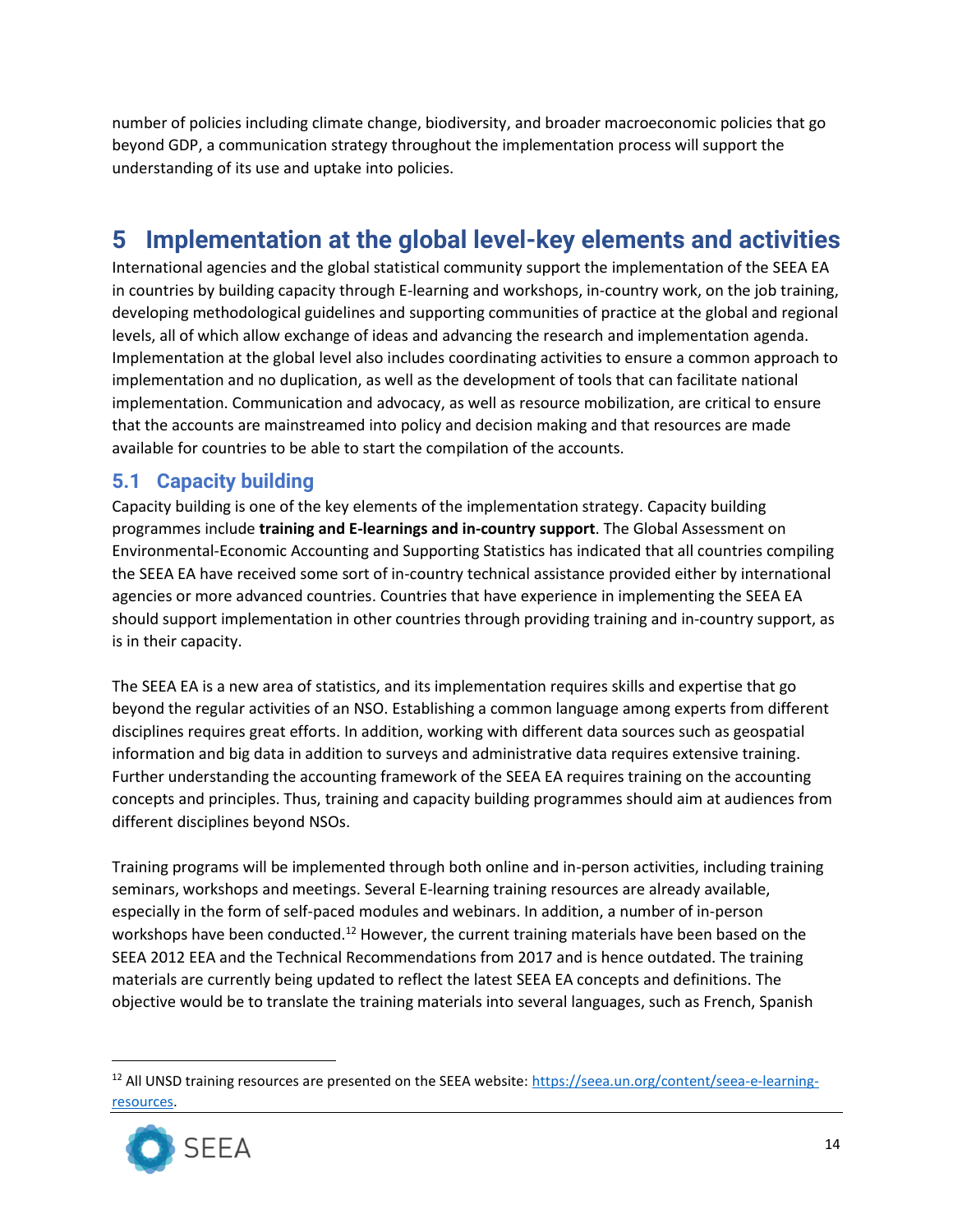number of policies including climate change, biodiversity, and broader macroeconomic policies that go beyond GDP, a communication strategy throughout the implementation process will support the understanding of its use and uptake into policies.

# 5 Implementation at the global level-key elements and activities

International agencies and the global statistical community support the implementation of the SEEA EA in countries by building capacity through E-learning and workshops, in-country work, on the job training, developing methodological guidelines and supporting communities of practice at the global and regional levels, all of which allow exchange of ideas and advancing the research and implementation agenda. Implementation at the global level also includes coordinating activities to ensure a common approach to implementation and no duplication, as well as the development of tools that can facilitate national implementation. Communication and advocacy, as well as resource mobilization, are critical to ensure that the accounts are mainstreamed into policy and decision making and that resources are made available for countries to be able to start the compilation of the accounts.

## 5.1 Capacity building

Capacity building is one of the key elements of the implementation strategy. Capacity building programmes include **training and E-learnings and in-country support**. The Global Assessment on Environmental-Economic Accounting and Supporting Statistics has indicated that all countries compiling the SEEA EA have received some sort of in-country technical assistance provided either by international agencies or more advanced countries. Countries that have experience in implementing the SEEA EA should support implementation in other countries through providing training and in-country support, as is in their capacity.

The SEEA EA is a new area of statistics, and its implementation requires skills and expertise that go beyond the regular activities of an NSO. Establishing a common language among experts from different disciplines requires great efforts. In addition, working with different data sources such as geospatial information and big data in addition to surveys and administrative data requires extensive training. Further understanding the accounting framework of the SEEA EA requires training on the accounting concepts and principles. Thus, training and capacity building programmes should aim at audiences from different disciplines beyond NSOs.

Training programs will be implemented through both online and in-person activities, including training seminars, workshops and meetings. Several E-learning training resources are already available, especially in the form of self-paced modules and webinars. In addition, a number of in-person workshops have been conducted.[12] However, the current training materials have been based on the SEEA 2012 EEA and the Technical Recommendations from 2017 and is hence outdated. The training materials are currently being updated to reflect the latest SEEA EA concepts and definitions. The objective would be to translate the training materials into several languages, such as French, Spanish

[12] All UNSD training resources are presented on the SEEA website: https://seea.un.org/content/seea-e-learning-resources.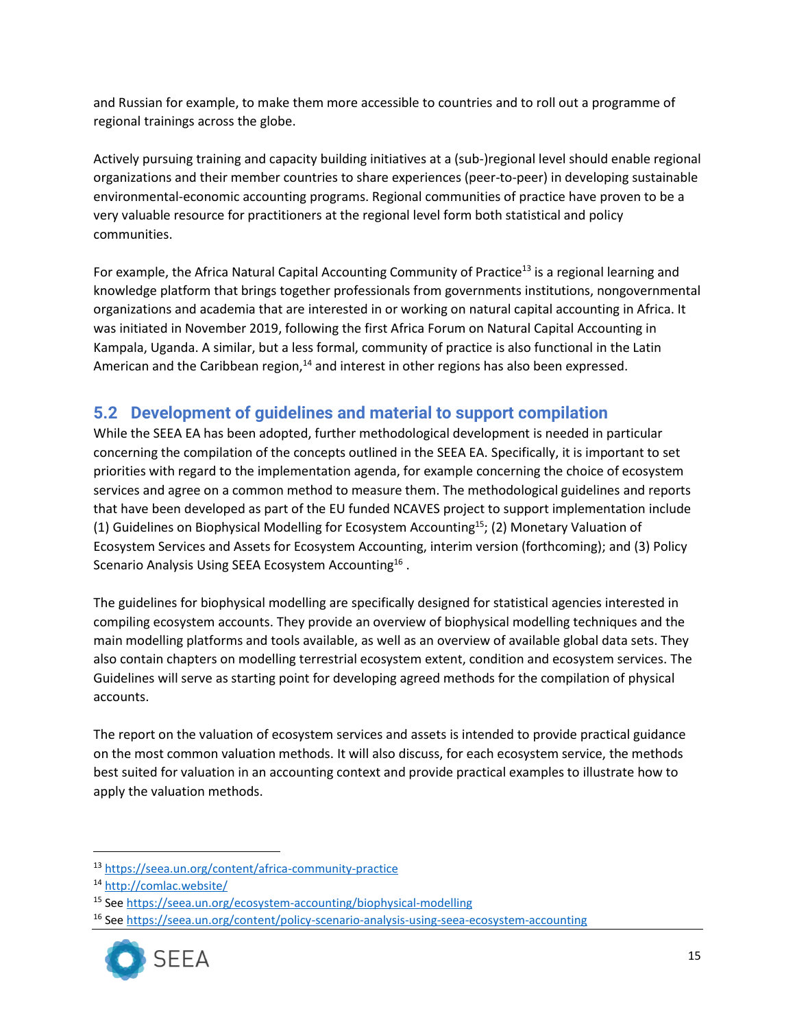and Russian for example, to make them more accessible to countries and to roll out a programme of regional trainings across the globe.

Actively pursuing training and capacity building initiatives at a (sub-)regional level should enable regional organizations and their member countries to share experiences (peer-to-peer) in developing sustainable environmental-economic accounting programs. Regional communities of practice have proven to be a very valuable resource for practitioners at the regional level form both statistical and policy communities.

For example, the Africa Natural Capital Accounting Community of Practice[13] is a regional learning and knowledge platform that brings together professionals from governments institutions, nongovernmental organizations and academia that are interested in or working on natural capital accounting in Africa. It was initiated in November 2019, following the first Africa Forum on Natural Capital Accounting in Kampala, Uganda. A similar, but a less formal, community of practice is also functional in the Latin American and the Caribbean region,[14] and interest in other regions has also been expressed.

## 5.2 Development of guidelines and material to support compilation

While the SEEA EA has been adopted, further methodological development is needed in particular concerning the compilation of the concepts outlined in the SEEA EA. Specifically, it is important to set priorities with regard to the implementation agenda, for example concerning the choice of ecosystem services and agree on a common method to measure them. The methodological guidelines and reports that have been developed as part of the EU funded NCAVES project to support implementation include (1) Guidelines on Biophysical Modelling for Ecosystem Accounting[15]; (2) Monetary Valuation of Ecosystem Services and Assets for Ecosystem Accounting, interim version (forthcoming); and (3) Policy Scenario Analysis Using SEEA Ecosystem Accounting[16] .

The guidelines for biophysical modelling are specifically designed for statistical agencies interested in compiling ecosystem accounts. They provide an overview of biophysical modelling techniques and the main modelling platforms and tools available, as well as an overview of available global data sets. They also contain chapters on modelling terrestrial ecosystem extent, condition and ecosystem services. The Guidelines will serve as starting point for developing agreed methods for the compilation of physical accounts.

The report on the valuation of ecosystem services and assets is intended to provide practical guidance on the most common valuation methods. It will also discuss, for each ecosystem service, the methods best suited for valuation in an accounting context and provide practical examples to illustrate how to apply the valuation methods.

---

[13] https://seea.un.org/content/africa-community-practice

[14] http://comlac.website/

[15] See https://seea.un.org/ecosystem-accounting/biophysical-modelling

[16] See https://seea.un.org/content/policy-scenario-analysis-using-seea-ecosystem-accounting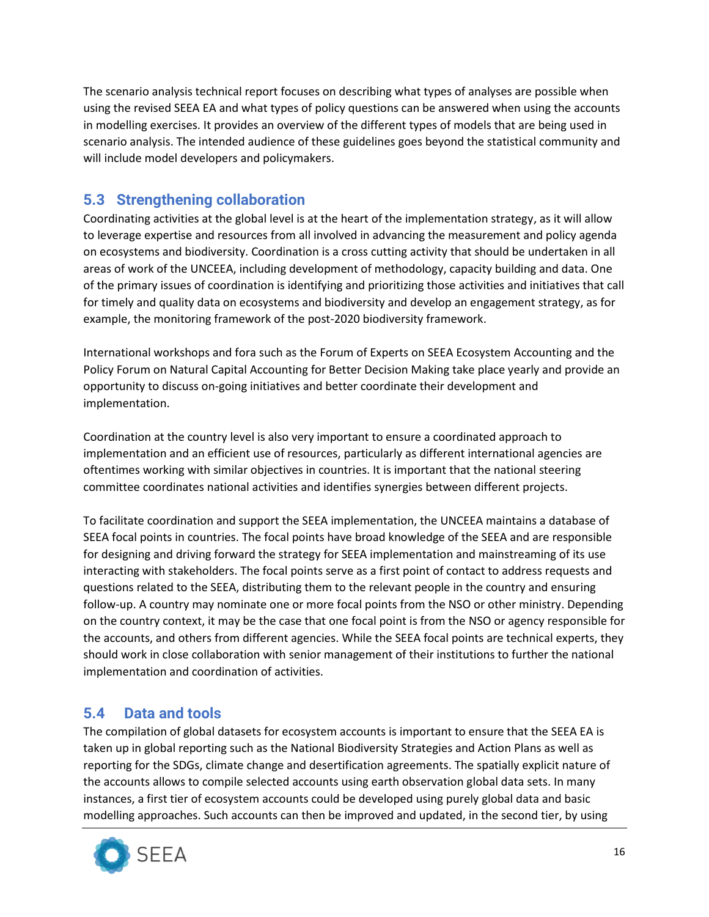The scenario analysis technical report focuses on describing what types of analyses are possible when using the revised SEEA EA and what types of policy questions can be answered when using the accounts in modelling exercises. It provides an overview of the different types of models that are being used in scenario analysis. The intended audience of these guidelines goes beyond the statistical community and will include model developers and policymakers.

## 5.3 Strengthening collaboration

Coordinating activities at the global level is at the heart of the implementation strategy, as it will allow to leverage expertise and resources from all involved in advancing the measurement and policy agenda on ecosystems and biodiversity. Coordination is a cross cutting activity that should be undertaken in all areas of work of the UNCEEA, including development of methodology, capacity building and data. One of the primary issues of coordination is identifying and prioritizing those activities and initiatives that call for timely and quality data on ecosystems and biodiversity and develop an engagement strategy, as for example, the monitoring framework of the post-2020 biodiversity framework.

International workshops and fora such as the Forum of Experts on SEEA Ecosystem Accounting and the Policy Forum on Natural Capital Accounting for Better Decision Making take place yearly and provide an opportunity to discuss on-going initiatives and better coordinate their development and implementation.

Coordination at the country level is also very important to ensure a coordinated approach to implementation and an efficient use of resources, particularly as different international agencies are oftentimes working with similar objectives in countries. It is important that the national steering committee coordinates national activities and identifies synergies between different projects.

To facilitate coordination and support the SEEA implementation, the UNCEEA maintains a database of SEEA focal points in countries. The focal points have broad knowledge of the SEEA and are responsible for designing and driving forward the strategy for SEEA implementation and mainstreaming of its use interacting with stakeholders. The focal points serve as a first point of contact to address requests and questions related to the SEEA, distributing them to the relevant people in the country and ensuring follow-up. A country may nominate one or more focal points from the NSO or other ministry. Depending on the country context, it may be the case that one focal point is from the NSO or agency responsible for the accounts, and others from different agencies. While the SEEA focal points are technical experts, they should work in close collaboration with senior management of their institutions to further the national implementation and coordination of activities.

## 5.4 Data and tools

The compilation of global datasets for ecosystem accounts is important to ensure that the SEEA EA is taken up in global reporting such as the National Biodiversity Strategies and Action Plans as well as reporting for the SDGs, climate change and desertification agreements. The spatially explicit nature of the accounts allows to compile selected accounts using earth observation global data sets. In many instances, a first tier of ecosystem accounts could be developed using purely global data and basic modelling approaches. Such accounts can then be improved and updated, in the second tier, by using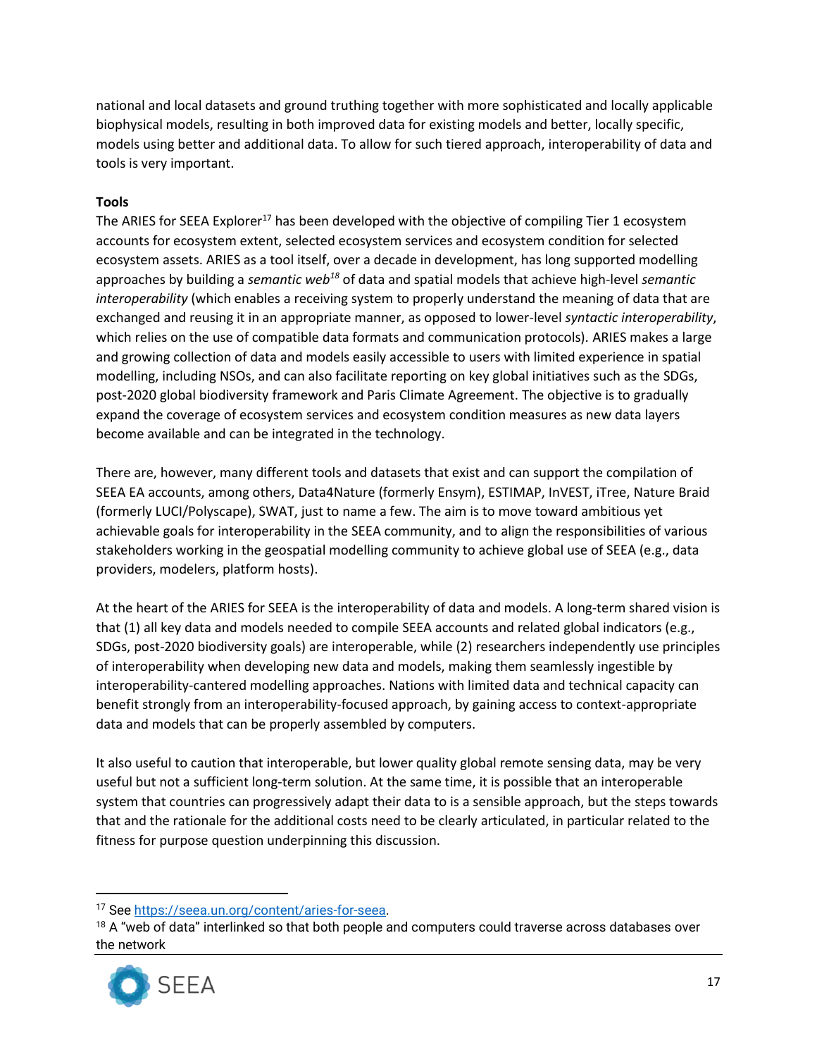national and local datasets and ground truthing together with more sophisticated and locally applicable biophysical models, resulting in both improved data for existing models and better, locally specific, models using better and additional data. To allow for such tiered approach, interoperability of data and tools is very important.

**Tools**

The ARIES for SEEA Explorer[17] has been developed with the objective of compiling Tier 1 ecosystem accounts for ecosystem extent, selected ecosystem services and ecosystem condition for selected ecosystem assets. ARIES as a tool itself, over a decade in development, has long supported modelling approaches by building a *semantic web*[18] of data and spatial models that achieve high-level *semantic interoperability* (which enables a receiving system to properly understand the meaning of data that are exchanged and reusing it in an appropriate manner, as opposed to lower-level *syntactic interoperability*, which relies on the use of compatible data formats and communication protocols). ARIES makes a large and growing collection of data and models easily accessible to users with limited experience in spatial modelling, including NSOs, and can also facilitate reporting on key global initiatives such as the SDGs, post-2020 global biodiversity framework and Paris Climate Agreement. The objective is to gradually expand the coverage of ecosystem services and ecosystem condition measures as new data layers become available and can be integrated in the technology.

There are, however, many different tools and datasets that exist and can support the compilation of SEEA EA accounts, among others, Data4Nature (formerly Ensym), ESTIMAP, InVEST, iTree, Nature Braid (formerly LUCI/Polyscape), SWAT, just to name a few. The aim is to move toward ambitious yet achievable goals for interoperability in the SEEA community, and to align the responsibilities of various stakeholders working in the geospatial modelling community to achieve global use of SEEA (e.g., data providers, modelers, platform hosts).

At the heart of the ARIES for SEEA is the interoperability of data and models. A long-term shared vision is that (1) all key data and models needed to compile SEEA accounts and related global indicators (e.g., SDGs, post-2020 biodiversity goals) are interoperable, while (2) researchers independently use principles of interoperability when developing new data and models, making them seamlessly ingestible by interoperability-cantered modelling approaches. Nations with limited data and technical capacity can benefit strongly from an interoperability-focused approach, by gaining access to context-appropriate data and models that can be properly assembled by computers.

It also useful to caution that interoperable, but lower quality global remote sensing data, may be very useful but not a sufficient long-term solution. At the same time, it is possible that an interoperable system that countries can progressively adapt their data to is a sensible approach, but the steps towards that and the rationale for the additional costs need to be clearly articulated, in particular related to the fitness for purpose question underpinning this discussion.

---

[17] See https://seea.un.org/content/aries-for-seea.

[18] A "web of data" interlinked so that both people and computers could traverse across databases over the network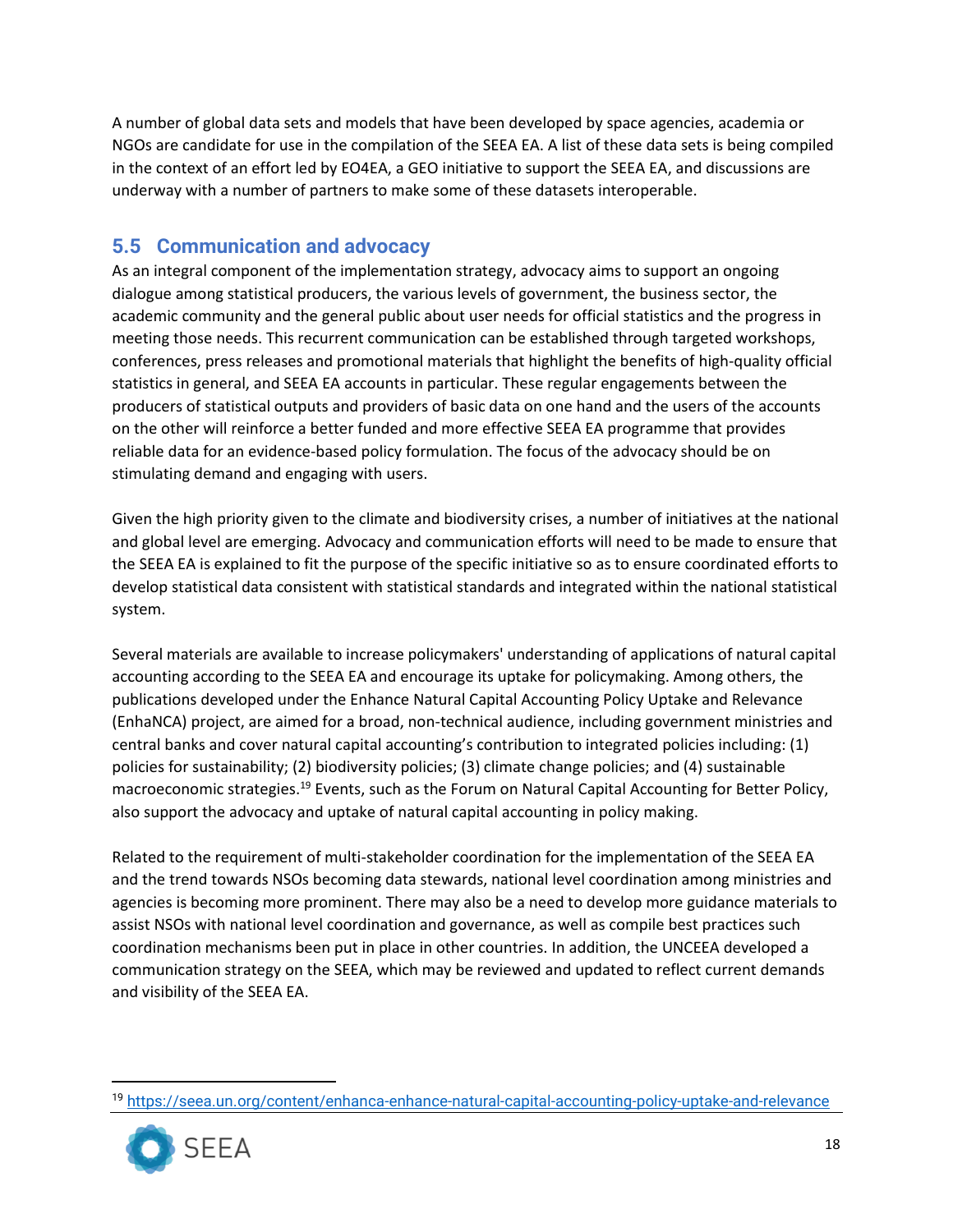A number of global data sets and models that have been developed by space agencies, academia or NGOs are candidate for use in the compilation of the SEEA EA. A list of these data sets is being compiled in the context of an effort led by EO4EA, a GEO initiative to support the SEEA EA, and discussions are underway with a number of partners to make some of these datasets interoperable.

## 5.5 Communication and advocacy

As an integral component of the implementation strategy, advocacy aims to support an ongoing dialogue among statistical producers, the various levels of government, the business sector, the academic community and the general public about user needs for official statistics and the progress in meeting those needs. This recurrent communication can be established through targeted workshops, conferences, press releases and promotional materials that highlight the benefits of high-quality official statistics in general, and SEEA EA accounts in particular. These regular engagements between the producers of statistical outputs and providers of basic data on one hand and the users of the accounts on the other will reinforce a better funded and more effective SEEA EA programme that provides reliable data for an evidence-based policy formulation. The focus of the advocacy should be on stimulating demand and engaging with users.

Given the high priority given to the climate and biodiversity crises, a number of initiatives at the national and global level are emerging. Advocacy and communication efforts will need to be made to ensure that the SEEA EA is explained to fit the purpose of the specific initiative so as to ensure coordinated efforts to develop statistical data consistent with statistical standards and integrated within the national statistical system.

Several materials are available to increase policymakers' understanding of applications of natural capital accounting according to the SEEA EA and encourage its uptake for policymaking. Among others, the publications developed under the Enhance Natural Capital Accounting Policy Uptake and Relevance (EnhaNCA) project, are aimed for a broad, non-technical audience, including government ministries and central banks and cover natural capital accounting's contribution to integrated policies including: (1) policies for sustainability; (2) biodiversity policies; (3) climate change policies; and (4) sustainable macroeconomic strategies.[19] Events, such as the Forum on Natural Capital Accounting for Better Policy, also support the advocacy and uptake of natural capital accounting in policy making.

Related to the requirement of multi-stakeholder coordination for the implementation of the SEEA EA and the trend towards NSOs becoming data stewards, national level coordination among ministries and agencies is becoming more prominent. There may also be a need to develop more guidance materials to assist NSOs with national level coordination and governance, as well as compile best practices such coordination mechanisms been put in place in other countries. In addition, the UNCEEA developed a communication strategy on the SEEA, which may be reviewed and updated to reflect current demands and visibility of the SEEA EA.

[19] https://seea.un.org/content/enhanca-enhance-natural-capital-accounting-policy-uptake-and-relevance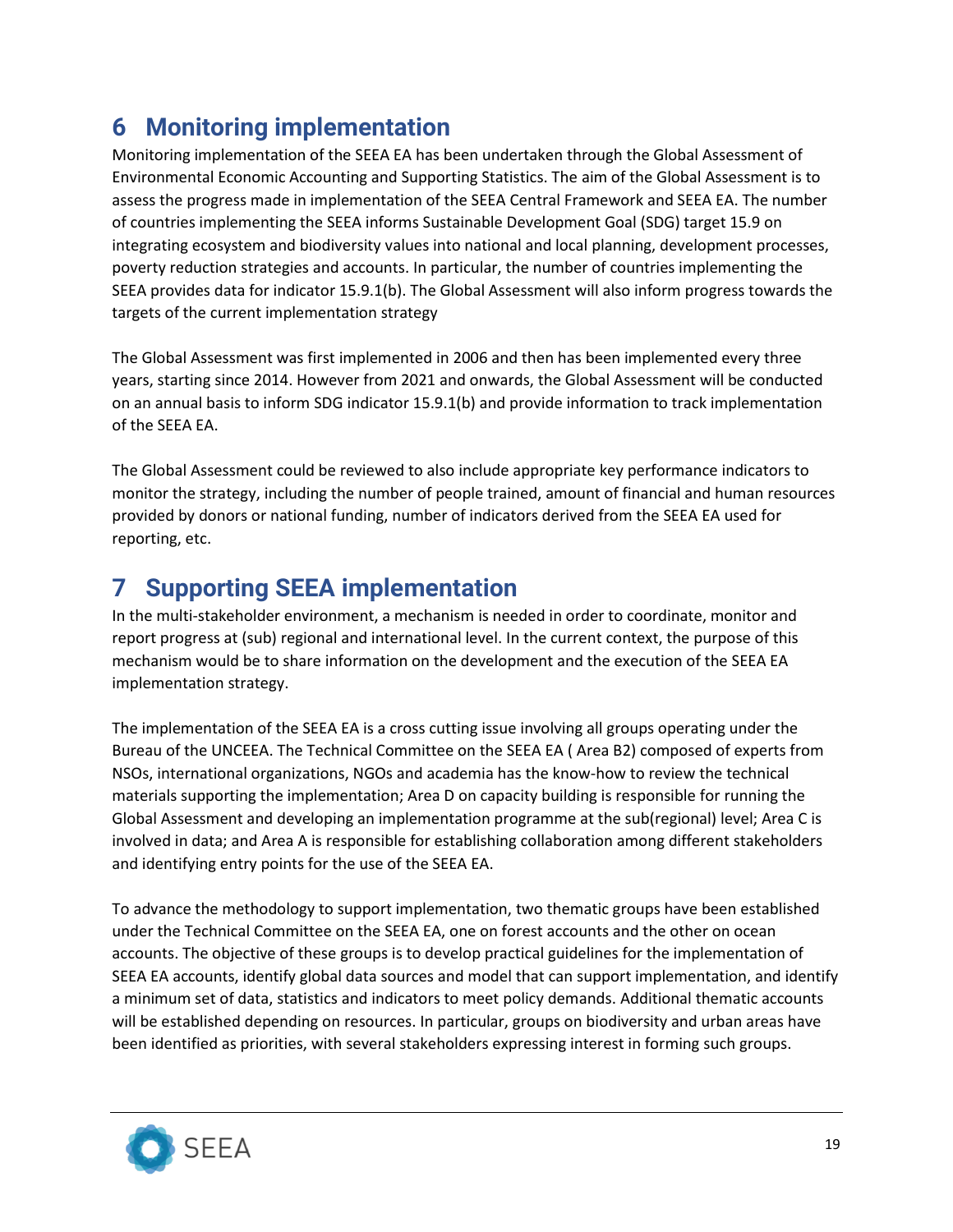# 6 Monitoring implementation

Monitoring implementation of the SEEA EA has been undertaken through the Global Assessment of Environmental Economic Accounting and Supporting Statistics. The aim of the Global Assessment is to assess the progress made in implementation of the SEEA Central Framework and SEEA EA. The number of countries implementing the SEEA informs Sustainable Development Goal (SDG) target 15.9 on integrating ecosystem and biodiversity values into national and local planning, development processes, poverty reduction strategies and accounts. In particular, the number of countries implementing the SEEA provides data for indicator 15.9.1(b). The Global Assessment will also inform progress towards the targets of the current implementation strategy

The Global Assessment was first implemented in 2006 and then has been implemented every three years, starting since 2014. However from 2021 and onwards, the Global Assessment will be conducted on an annual basis to inform SDG indicator 15.9.1(b) and provide information to track implementation of the SEEA EA.

The Global Assessment could be reviewed to also include appropriate key performance indicators to monitor the strategy, including the number of people trained, amount of financial and human resources provided by donors or national funding, number of indicators derived from the SEEA EA used for reporting, etc.

# 7 Supporting SEEA implementation

In the multi-stakeholder environment, a mechanism is needed in order to coordinate, monitor and report progress at (sub) regional and international level. In the current context, the purpose of this mechanism would be to share information on the development and the execution of the SEEA EA implementation strategy.

The implementation of the SEEA EA is a cross cutting issue involving all groups operating under the Bureau of the UNCEEA. The Technical Committee on the SEEA EA ( Area B2) composed of experts from NSOs, international organizations, NGOs and academia has the know-how to review the technical materials supporting the implementation; Area D on capacity building is responsible for running the Global Assessment and developing an implementation programme at the sub(regional) level; Area C is involved in data; and Area A is responsible for establishing collaboration among different stakeholders and identifying entry points for the use of the SEEA EA.

To advance the methodology to support implementation, two thematic groups have been established under the Technical Committee on the SEEA EA, one on forest accounts and the other on ocean accounts. The objective of these groups is to develop practical guidelines for the implementation of SEEA EA accounts, identify global data sources and model that can support implementation, and identify a minimum set of data, statistics and indicators to meet policy demands. Additional thematic accounts will be established depending on resources. In particular, groups on biodiversity and urban areas have been identified as priorities, with several stakeholders expressing interest in forming such groups.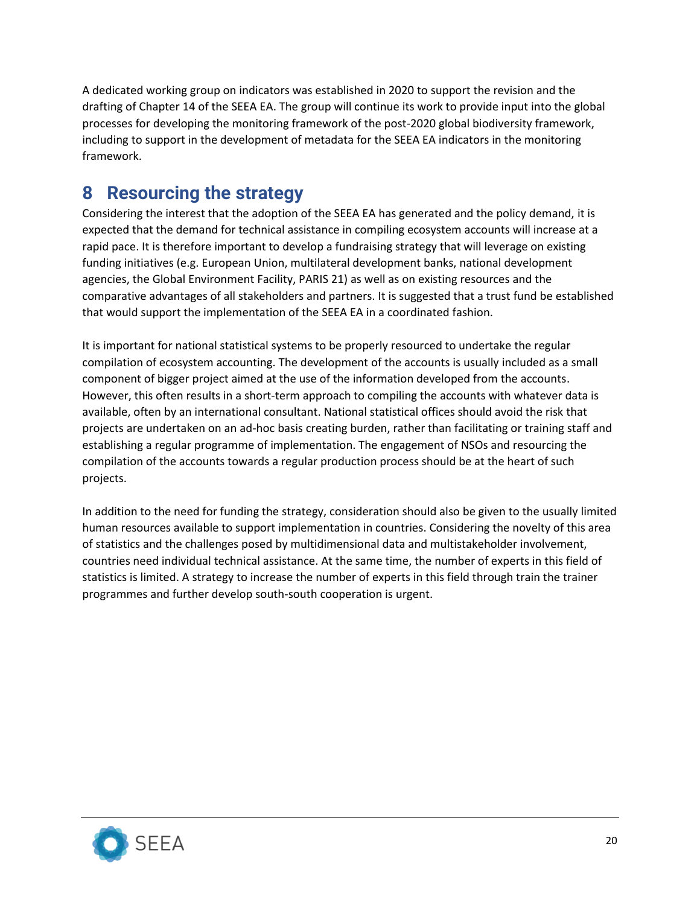A dedicated working group on indicators was established in 2020 to support the revision and the drafting of Chapter 14 of the SEEA EA. The group will continue its work to provide input into the global processes for developing the monitoring framework of the post-2020 global biodiversity framework, including to support in the development of metadata for the SEEA EA indicators in the monitoring framework.

# 8 Resourcing the strategy

Considering the interest that the adoption of the SEEA EA has generated and the policy demand, it is expected that the demand for technical assistance in compiling ecosystem accounts will increase at a rapid pace. It is therefore important to develop a fundraising strategy that will leverage on existing funding initiatives (e.g. European Union, multilateral development banks, national development agencies, the Global Environment Facility, PARIS 21) as well as on existing resources and the comparative advantages of all stakeholders and partners. It is suggested that a trust fund be established that would support the implementation of the SEEA EA in a coordinated fashion.

It is important for national statistical systems to be properly resourced to undertake the regular compilation of ecosystem accounting. The development of the accounts is usually included as a small component of bigger project aimed at the use of the information developed from the accounts. However, this often results in a short-term approach to compiling the accounts with whatever data is available, often by an international consultant. National statistical offices should avoid the risk that projects are undertaken on an ad-hoc basis creating burden, rather than facilitating or training staff and establishing a regular programme of implementation. The engagement of NSOs and resourcing the compilation of the accounts towards a regular production process should be at the heart of such projects.

In addition to the need for funding the strategy, consideration should also be given to the usually limited human resources available to support implementation in countries. Considering the novelty of this area of statistics and the challenges posed by multidimensional data and multistakeholder involvement, countries need individual technical assistance. At the same time, the number of experts in this field of statistics is limited. A strategy to increase the number of experts in this field through train the trainer programmes and further develop south-south cooperation is urgent.